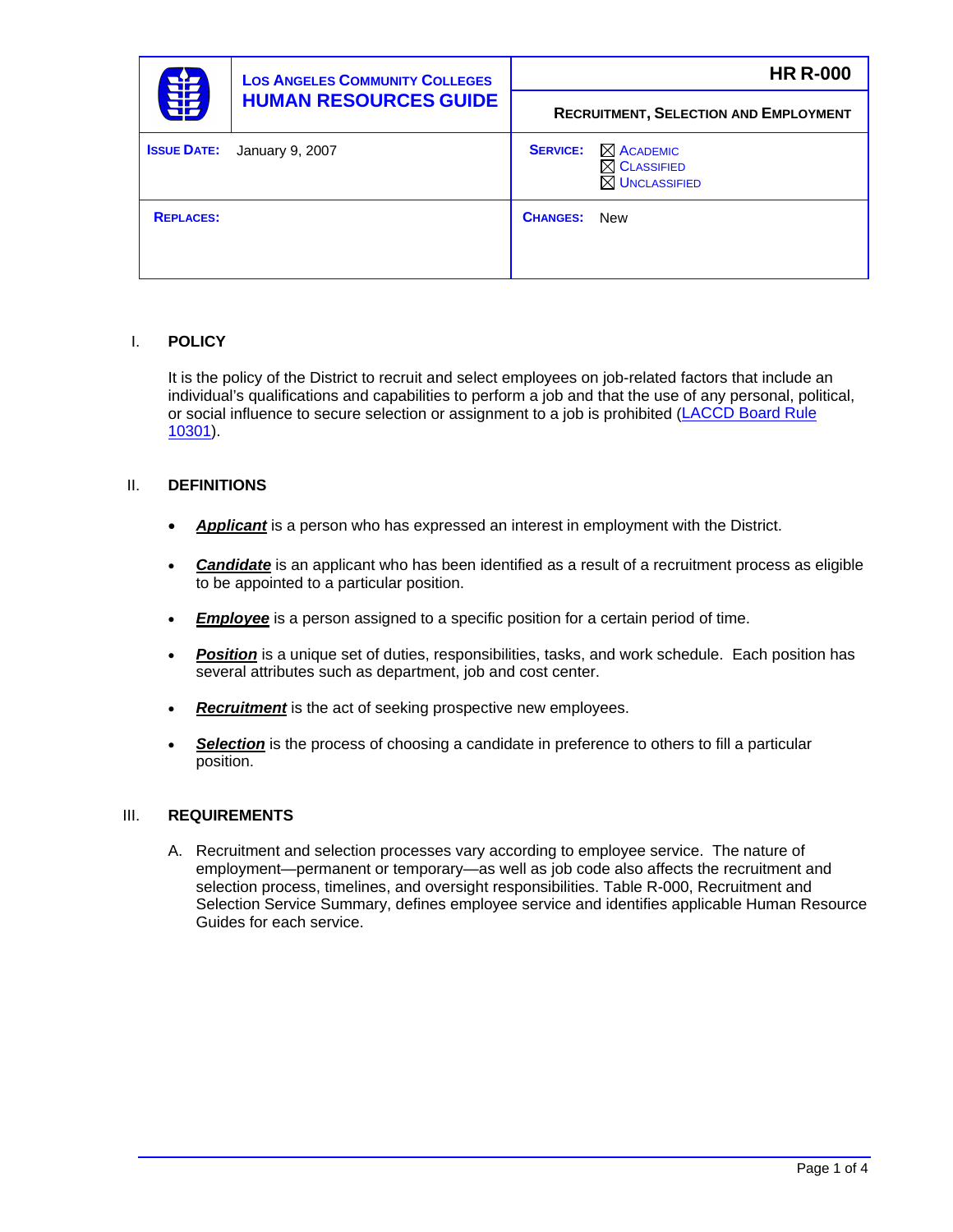| LOS ANGELES COMMUNITY COLLEGES<br>**HUMAN RESOURCES GUIDE** | **HR R-000** |
| --- | --- |
| | **RECRUITMENT, SELECTION AND EMPLOYMENT** |
| **ISSUE DATE:** January 9, 2007 | **SERVICE:** ☒ ACADEMIC ☒ CLASSIFIED ☒ UNCLASSIFIED |
| **REPLACES:** | **CHANGES:** New |

## I. POLICY

It is the policy of the District to recruit and select employees on job-related factors that include an individual's qualifications and capabilities to perform a job and that the use of any personal, political, or social influence to secure selection or assignment to a job is prohibited (LACCD Board Rule 10301).

## II. DEFINITIONS

- ***Applicant*** is a person who has expressed an interest in employment with the District.
- ***Candidate*** is an applicant who has been identified as a result of a recruitment process as eligible to be appointed to a particular position.
- ***Employee*** is a person assigned to a specific position for a certain period of time.
- ***Position*** is a unique set of duties, responsibilities, tasks, and work schedule. Each position has several attributes such as department, job and cost center.
- ***Recruitment*** is the act of seeking prospective new employees.
- ***Selection*** is the process of choosing a candidate in preference to others to fill a particular position.

## III. REQUIREMENTS

A. Recruitment and selection processes vary according to employee service. The nature of employment—permanent or temporary—as well as job code also affects the recruitment and selection process, timelines, and oversight responsibilities. Table R-000, Recruitment and Selection Service Summary, defines employee service and identifies applicable Human Resource Guides for each service.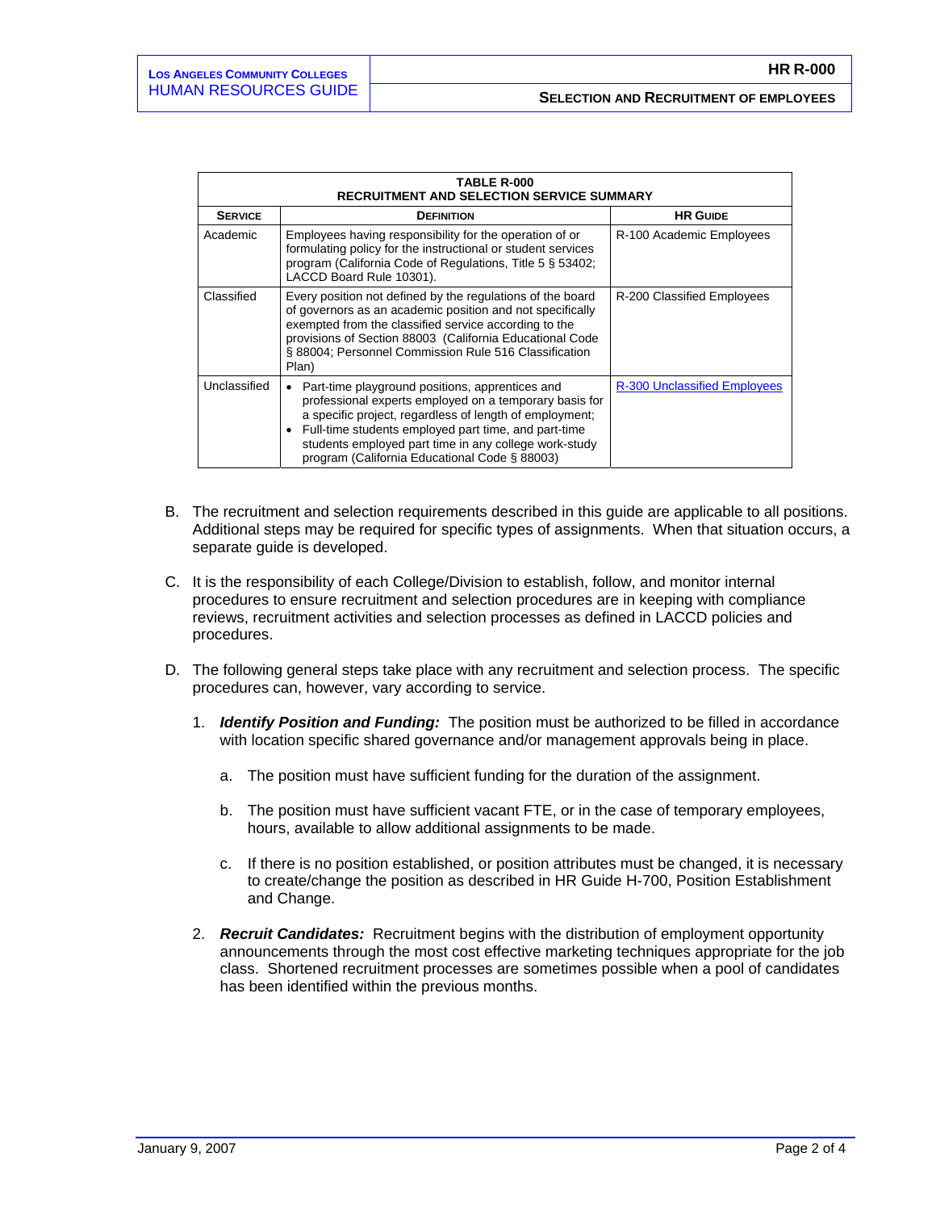| TABLE R-000<br>RECRUITMENT AND SELECTION SERVICE SUMMARY | | |
|---|---|---|
| **SERVICE** | **DEFINITION** | **HR GUIDE** |
| Academic | Employees having responsibility for the operation of or formulating policy for the instructional or student services program (California Code of Regulations, Title 5 § 53402; LACCD Board Rule 10301). | R-100 Academic Employees |
| Classified | Every position not defined by the regulations of the board of governors as an academic position and not specifically exempted from the classified service according to the provisions of Section 88003 (California Educational Code § 88004; Personnel Commission Rule 516 Classification Plan) | R-200 Classified Employees |
| Unclassified | • Part-time playground positions, apprentices and professional experts employed on a temporary basis for a specific project, regardless of length of employment;<br>• Full-time students employed part time, and part-time students employed part time in any college work-study program (California Educational Code § 88003) | R-300 Unclassified Employees |

B. The recruitment and selection requirements described in this guide are applicable to all positions. Additional steps may be required for specific types of assignments. When that situation occurs, a separate guide is developed.

C. It is the responsibility of each College/Division to establish, follow, and monitor internal procedures to ensure recruitment and selection procedures are in keeping with compliance reviews, recruitment activities and selection processes as defined in LACCD policies and procedures.

D. The following general steps take place with any recruitment and selection process. The specific procedures can, however, vary according to service.

1. ***Identify Position and Funding:*** The position must be authorized to be filled in accordance with location specific shared governance and/or management approvals being in place.

   a. The position must have sufficient funding for the duration of the assignment.

   b. The position must have sufficient vacant FTE, or in the case of temporary employees, hours, available to allow additional assignments to be made.

   c. If there is no position established, or position attributes must be changed, it is necessary to create/change the position as described in HR Guide H-700, Position Establishment and Change.

2. ***Recruit Candidates:*** Recruitment begins with the distribution of employment opportunity announcements through the most cost effective marketing techniques appropriate for the job class. Shortened recruitment processes are sometimes possible when a pool of candidates has been identified within the previous months.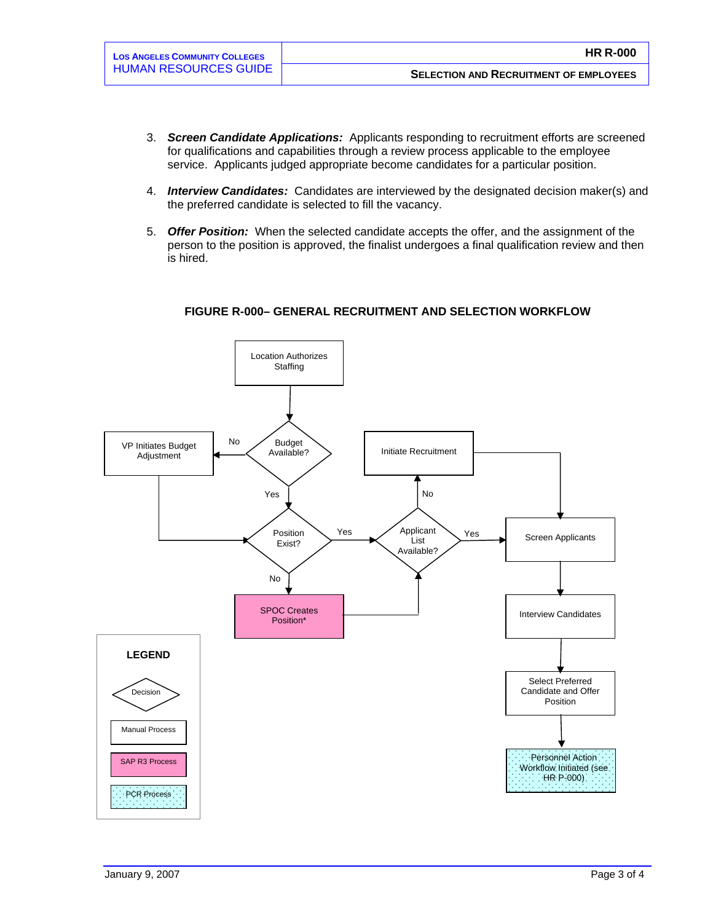3. ***Screen Candidate Applications:*** Applicants responding to recruitment efforts are screened for qualifications and capabilities through a review process applicable to the employee service. Applicants judged appropriate become candidates for a particular position.

4. ***Interview Candidates:*** Candidates are interviewed by the designated decision maker(s) and the preferred candidate is selected to fill the vacancy.

5. ***Offer Position:*** When the selected candidate accepts the offer, and the assignment of the person to the position is approved, the finalist undergoes a final qualification review and then is hired.

**FIGURE R-000– GENERAL RECRUITMENT AND SELECTION WORKFLOW**

Location Authorizes Staffing

Budget Available?

No

VP Initiates Budget Adjustment

Yes

Position Exist?

Yes

No

SPOC Creates Position*

Applicant List Available?

No

Initiate Recruitment

Yes

Screen Applicants

Interview Candidates

Select Preferred Candidate and Offer Position

Personnel Action Workflow Initiated (see HR P-000)

**LEGEND**

Decision

Manual Process

SAP R3 Process

PCR Process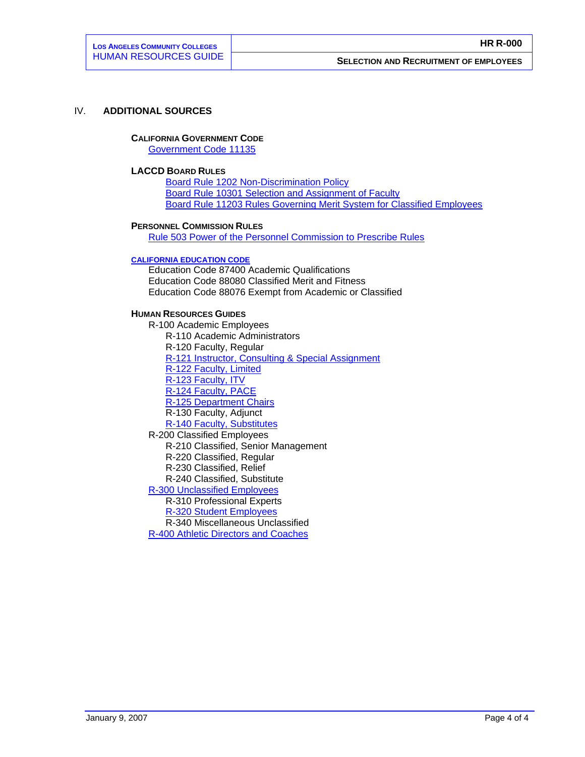## IV. ADDITIONAL SOURCES

**CALIFORNIA GOVERNMENT CODE**

Government Code 11135

**LACCD BOARD RULES**

- Board Rule 1202 Non-Discrimination Policy
- Board Rule 10301 Selection and Assignment of Faculty
- Board Rule 11203 Rules Governing Merit System for Classified Employees

**PERSONNEL COMMISSION RULES**

Rule 503 Power of the Personnel Commission to Prescribe Rules

**CALIFORNIA EDUCATION CODE**

Education Code 87400 Academic Qualifications
Education Code 88080 Classified Merit and Fitness
Education Code 88076 Exempt from Academic or Classified

**HUMAN RESOURCES GUIDES**

- R-100 Academic Employees
  - R-110 Academic Administrators
  - R-120 Faculty, Regular
  - R-121 Instructor, Consulting & Special Assignment
  - R-122 Faculty, Limited
  - R-123 Faculty, ITV
  - R-124 Faculty, PACE
  - R-125 Department Chairs
  - R-130 Faculty, Adjunct
  - R-140 Faculty, Substitutes
- R-200 Classified Employees
  - R-210 Classified, Senior Management
  - R-220 Classified, Regular
  - R-230 Classified, Relief
  - R-240 Classified, Substitute
- R-300 Unclassified Employees
  - R-310 Professional Experts
  - R-320 Student Employees
  - R-340 Miscellaneous Unclassified
- R-400 Athletic Directors and Coaches